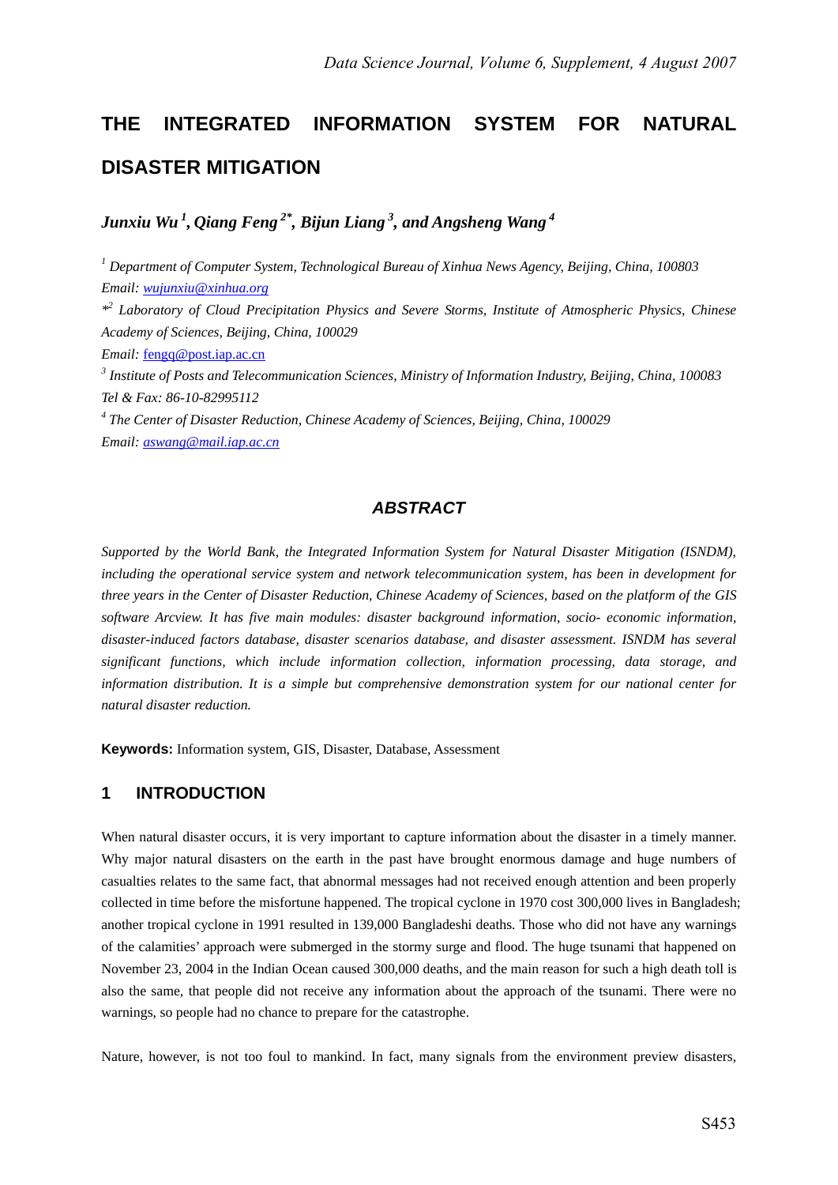# THE INTEGRATED INFORMATION SYSTEM FOR NATURAL DISASTER MITIGATION

***Junxiu Wu*** [1]***, Qiang Feng*** [2*]***, Bijun Liang*** [3]***, and Angsheng Wang*** [4]

[1] *Department of Computer System, Technological Bureau of Xinhua News Agency, Beijing, China, 100803*
*Email:* wujunxiu@xinhua.org

*[2] *Laboratory of Cloud Precipitation Physics and Severe Storms, Institute of Atmospheric Physics, Chinese Academy of Sciences, Beijing, China, 100029*
*Email:* fengq@post.iap.ac.cn

[3] *Institute of Posts and Telecommunication Sciences, Ministry of Information Industry, Beijing, China, 100083*
*Tel & Fax: 86-10-82995112*

[4] *The Center of Disaster Reduction, Chinese Academy of Sciences, Beijing, China, 100029*
*Email:* aswang@mail.iap.ac.cn

## *ABSTRACT*

*Supported by the World Bank, the Integrated Information System for Natural Disaster Mitigation (ISNDM), including the operational service system and network telecommunication system, has been in development for three years in the Center of Disaster Reduction, Chinese Academy of Sciences, based on the platform of the GIS software Arcview. It has five main modules: disaster background information, socio- economic information, disaster-induced factors database, disaster scenarios database, and disaster assessment. ISNDM has several significant functions, which include information collection, information processing, data storage, and information distribution. It is a simple but comprehensive demonstration system for our national center for natural disaster reduction.*

**Keywords:** Information system, GIS, Disaster, Database, Assessment

## 1 INTRODUCTION

When natural disaster occurs, it is very important to capture information about the disaster in a timely manner. Why major natural disasters on the earth in the past have brought enormous damage and huge numbers of casualties relates to the same fact, that abnormal messages had not received enough attention and been properly collected in time before the misfortune happened. The tropical cyclone in 1970 cost 300,000 lives in Bangladesh; another tropical cyclone in 1991 resulted in 139,000 Bangladeshi deaths. Those who did not have any warnings of the calamities' approach were submerged in the stormy surge and flood. The huge tsunami that happened on November 23, 2004 in the Indian Ocean caused 300,000 deaths, and the main reason for such a high death toll is also the same, that people did not receive any information about the approach of the tsunami. There were no warnings, so people had no chance to prepare for the catastrophe.

Nature, however, is not too foul to mankind. In fact, many signals from the environment preview disasters,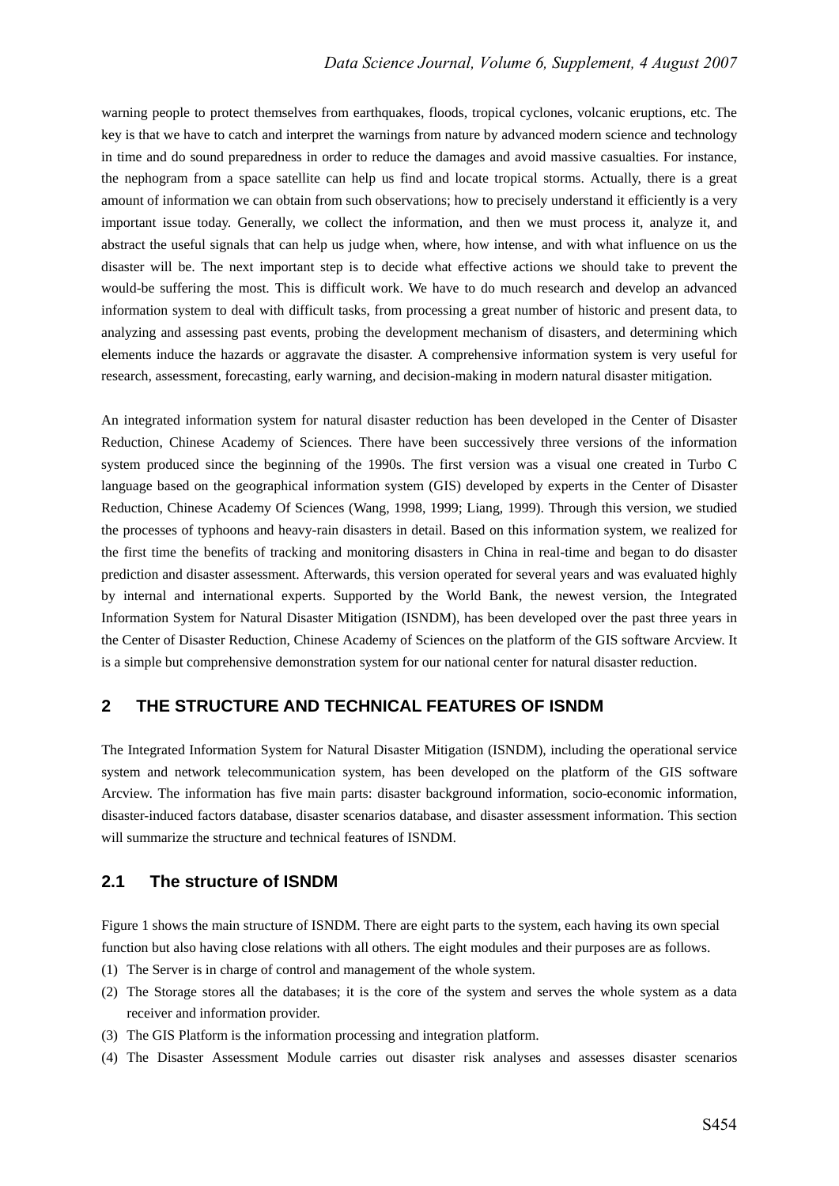warning people to protect themselves from earthquakes, floods, tropical cyclones, volcanic eruptions, etc. The key is that we have to catch and interpret the warnings from nature by advanced modern science and technology in time and do sound preparedness in order to reduce the damages and avoid massive casualties. For instance, the nephogram from a space satellite can help us find and locate tropical storms. Actually, there is a great amount of information we can obtain from such observations; how to precisely understand it efficiently is a very important issue today. Generally, we collect the information, and then we must process it, analyze it, and abstract the useful signals that can help us judge when, where, how intense, and with what influence on us the disaster will be. The next important step is to decide what effective actions we should take to prevent the would-be suffering the most. This is difficult work. We have to do much research and develop an advanced information system to deal with difficult tasks, from processing a great number of historic and present data, to analyzing and assessing past events, probing the development mechanism of disasters, and determining which elements induce the hazards or aggravate the disaster. A comprehensive information system is very useful for research, assessment, forecasting, early warning, and decision-making in modern natural disaster mitigation.

An integrated information system for natural disaster reduction has been developed in the Center of Disaster Reduction, Chinese Academy of Sciences. There have been successively three versions of the information system produced since the beginning of the 1990s. The first version was a visual one created in Turbo C language based on the geographical information system (GIS) developed by experts in the Center of Disaster Reduction, Chinese Academy Of Sciences (Wang, 1998, 1999; Liang, 1999). Through this version, we studied the processes of typhoons and heavy-rain disasters in detail. Based on this information system, we realized for the first time the benefits of tracking and monitoring disasters in China in real-time and began to do disaster prediction and disaster assessment. Afterwards, this version operated for several years and was evaluated highly by internal and international experts. Supported by the World Bank, the newest version, the Integrated Information System for Natural Disaster Mitigation (ISNDM), has been developed over the past three years in the Center of Disaster Reduction, Chinese Academy of Sciences on the platform of the GIS software Arcview. It is a simple but comprehensive demonstration system for our national center for natural disaster reduction.

## 2 THE STRUCTURE AND TECHNICAL FEATURES OF ISNDM

The Integrated Information System for Natural Disaster Mitigation (ISNDM), including the operational service system and network telecommunication system, has been developed on the platform of the GIS software Arcview. The information has five main parts: disaster background information, socio-economic information, disaster-induced factors database, disaster scenarios database, and disaster assessment information. This section will summarize the structure and technical features of ISNDM.

### 2.1 The structure of ISNDM

Figure 1 shows the main structure of ISNDM. There are eight parts to the system, each having its own special function but also having close relations with all others. The eight modules and their purposes are as follows.

(1) The Server is in charge of control and management of the whole system.

(2) The Storage stores all the databases; it is the core of the system and serves the whole system as a data receiver and information provider.

(3) The GIS Platform is the information processing and integration platform.

(4) The Disaster Assessment Module carries out disaster risk analyses and assesses disaster scenarios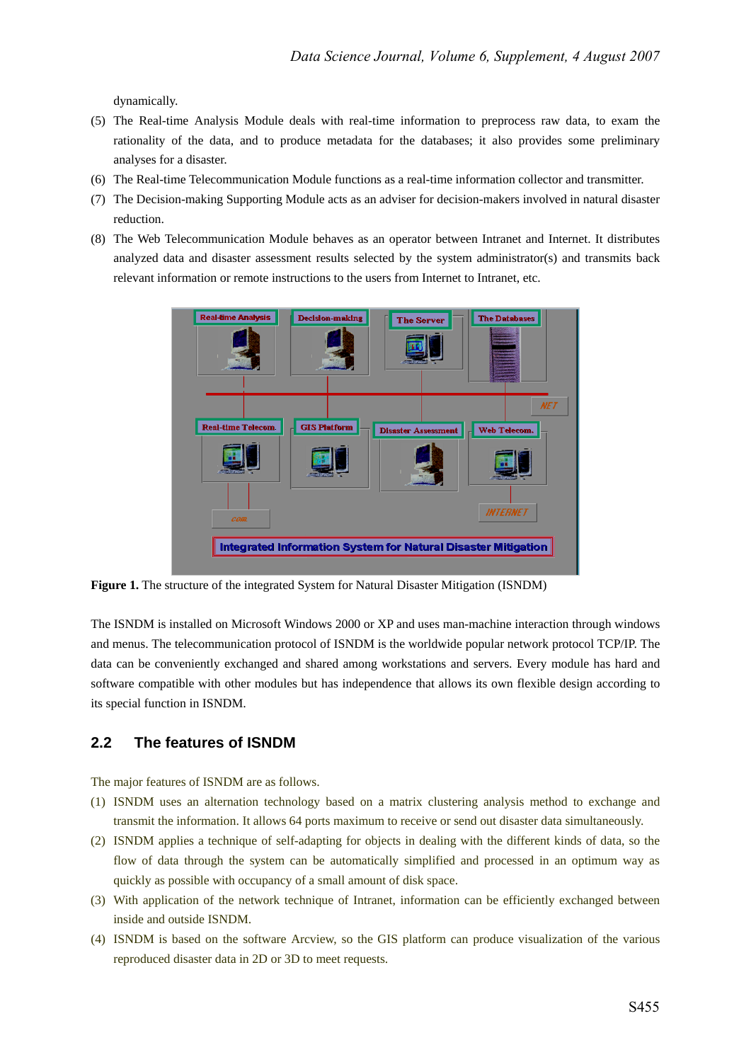dynamically.

(5) The Real-time Analysis Module deals with real-time information to preprocess raw data, to exam the rationality of the data, and to produce metadata for the databases; it also provides some preliminary analyses for a disaster.

(6) The Real-time Telecommunication Module functions as a real-time information collector and transmitter.

(7) The Decision-making Supporting Module acts as an adviser for decision-makers involved in natural disaster reduction.

(8) The Web Telecommunication Module behaves as an operator between Intranet and Internet. It distributes analyzed data and disaster assessment results selected by the system administrator(s) and transmits back relevant information or remote instructions to the users from Internet to Intranet, etc.

**Figure 1.** The structure of the integrated System for Natural Disaster Mitigation (ISNDM)

The ISNDM is installed on Microsoft Windows 2000 or XP and uses man-machine interaction through windows and menus. The telecommunication protocol of ISNDM is the worldwide popular network protocol TCP/IP. The data can be conveniently exchanged and shared among workstations and servers. Every module has hard and software compatible with other modules but has independence that allows its own flexible design according to its special function in ISNDM.

## 2.2 The features of ISNDM

The major features of ISNDM are as follows.

(1) ISNDM uses an alternation technology based on a matrix clustering analysis method to exchange and transmit the information. It allows 64 ports maximum to receive or send out disaster data simultaneously.

(2) ISNDM applies a technique of self-adapting for objects in dealing with the different kinds of data, so the flow of data through the system can be automatically simplified and processed in an optimum way as quickly as possible with occupancy of a small amount of disk space.

(3) With application of the network technique of Intranet, information can be efficiently exchanged between inside and outside ISNDM.

(4) ISNDM is based on the software Arcview, so the GIS platform can produce visualization of the various reproduced disaster data in 2D or 3D to meet requests.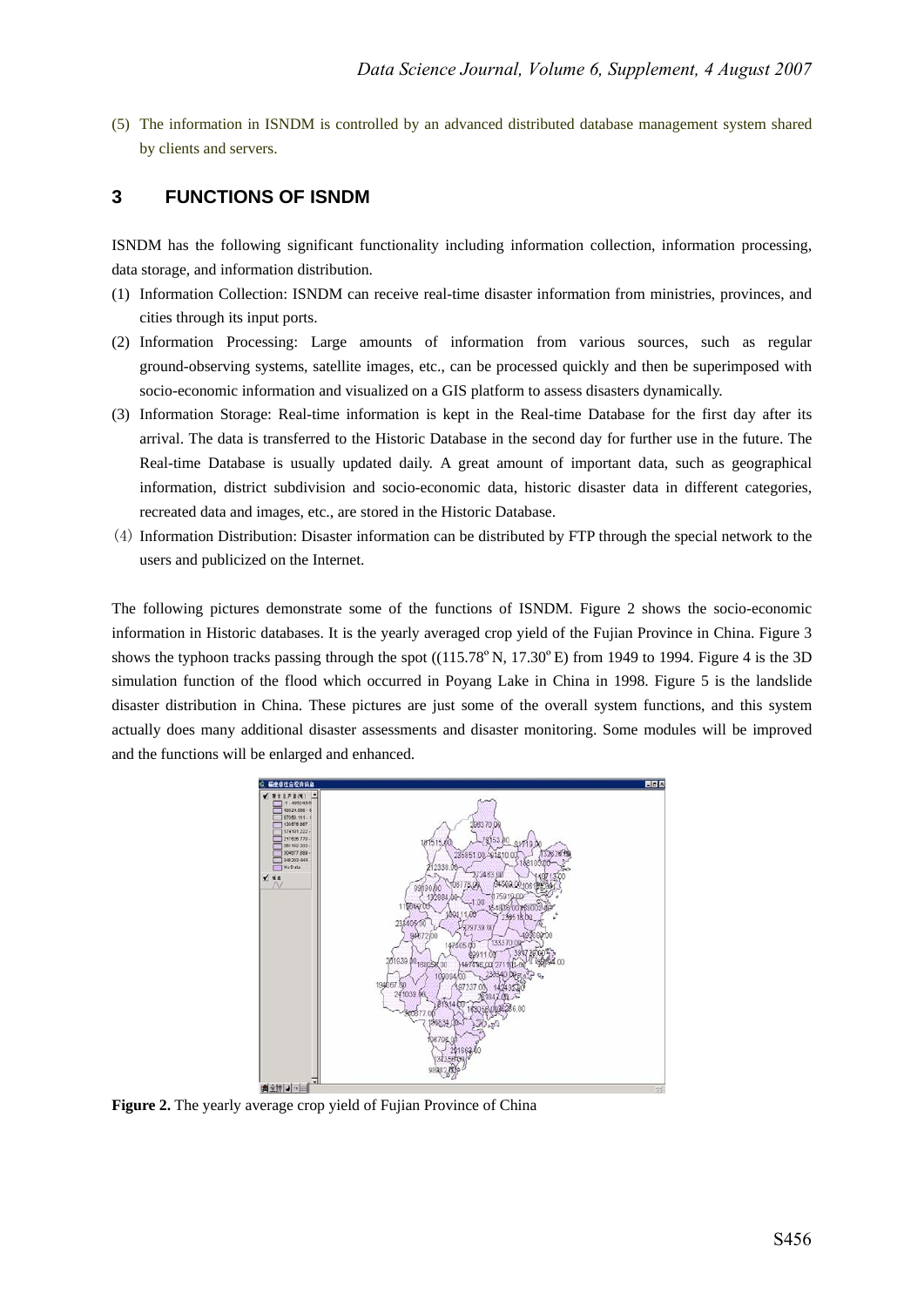(5) The information in ISNDM is controlled by an advanced distributed database management system shared by clients and servers.

## 3 FUNCTIONS OF ISNDM

ISNDM has the following significant functionality including information collection, information processing, data storage, and information distribution.

(1) Information Collection: ISNDM can receive real-time disaster information from ministries, provinces, and cities through its input ports.

(2) Information Processing: Large amounts of information from various sources, such as regular ground-observing systems, satellite images, etc., can be processed quickly and then be superimposed with socio-economic information and visualized on a GIS platform to assess disasters dynamically.

(3) Information Storage: Real-time information is kept in the Real-time Database for the first day after its arrival. The data is transferred to the Historic Database in the second day for further use in the future. The Real-time Database is usually updated daily. A great amount of important data, such as geographical information, district subdivision and socio-economic data, historic disaster data in different categories, recreated data and images, etc., are stored in the Historic Database.

(4) Information Distribution: Disaster information can be distributed by FTP through the special network to the users and publicized on the Internet.

The following pictures demonstrate some of the functions of ISNDM. Figure 2 shows the socio-economic information in Historic databases. It is the yearly averaged crop yield of the Fujian Province in China. Figure 3 shows the typhoon tracks passing through the spot ((115.78$^o$ N, 17.30$^o$ E) from 1949 to 1994. Figure 4 is the 3D simulation function of the flood which occurred in Poyang Lake in China in 1998. Figure 5 is the landslide disaster distribution in China. These pictures are just some of the overall system functions, and this system actually does many additional disaster assessments and disaster monitoring. Some modules will be improved and the functions will be enlarged and enhanced.

**Figure 2.** The yearly average crop yield of Fujian Province of China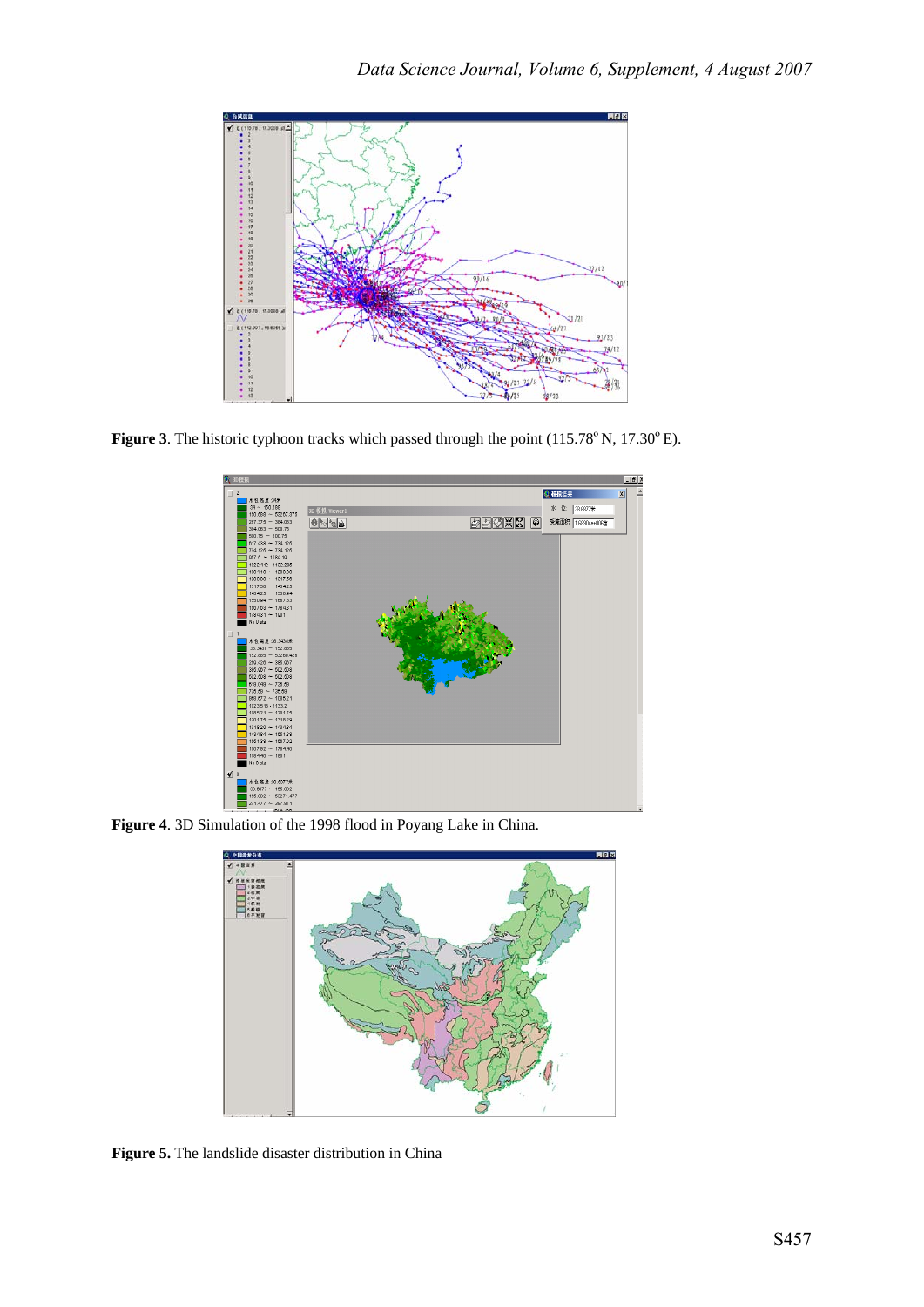**Figure 3**. The historic typhoon tracks which passed through the point (115.78° N, 17.30° E).

**Figure 4**. 3D Simulation of the 1998 flood in Poyang Lake in China.

**Figure 5.** The landslide disaster distribution in China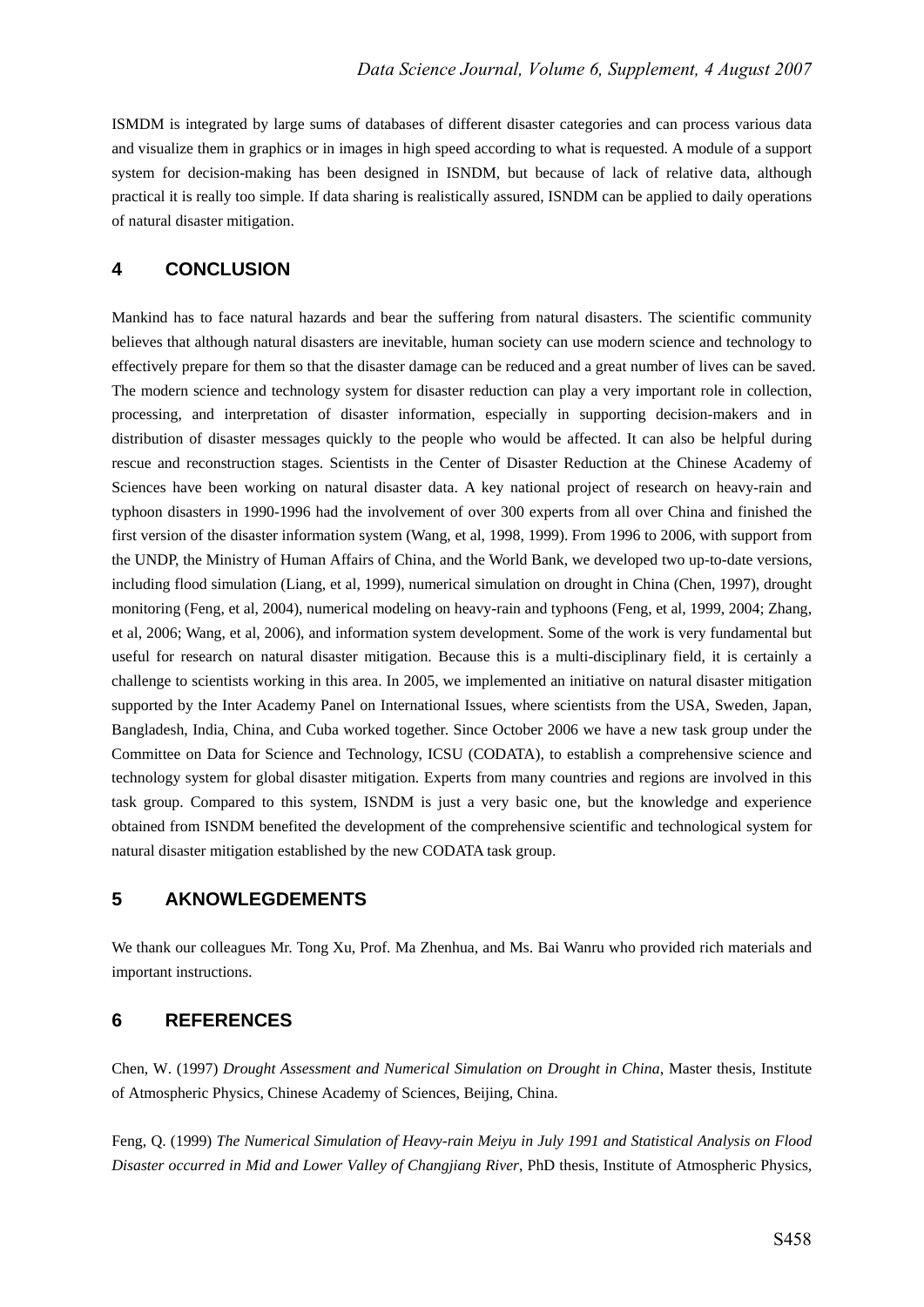ISMDM is integrated by large sums of databases of different disaster categories and can process various data and visualize them in graphics or in images in high speed according to what is requested. A module of a support system for decision-making has been designed in ISNDM, but because of lack of relative data, although practical it is really too simple. If data sharing is realistically assured, ISNDM can be applied to daily operations of natural disaster mitigation.

## 4 CONCLUSION

Mankind has to face natural hazards and bear the suffering from natural disasters. The scientific community believes that although natural disasters are inevitable, human society can use modern science and technology to effectively prepare for them so that the disaster damage can be reduced and a great number of lives can be saved. The modern science and technology system for disaster reduction can play a very important role in collection, processing, and interpretation of disaster information, especially in supporting decision-makers and in distribution of disaster messages quickly to the people who would be affected. It can also be helpful during rescue and reconstruction stages. Scientists in the Center of Disaster Reduction at the Chinese Academy of Sciences have been working on natural disaster data. A key national project of research on heavy-rain and typhoon disasters in 1990-1996 had the involvement of over 300 experts from all over China and finished the first version of the disaster information system (Wang, et al, 1998, 1999). From 1996 to 2006, with support from the UNDP, the Ministry of Human Affairs of China, and the World Bank, we developed two up-to-date versions, including flood simulation (Liang, et al, 1999), numerical simulation on drought in China (Chen, 1997), drought monitoring (Feng, et al, 2004), numerical modeling on heavy-rain and typhoons (Feng, et al, 1999, 2004; Zhang, et al, 2006; Wang, et al, 2006), and information system development. Some of the work is very fundamental but useful for research on natural disaster mitigation. Because this is a multi-disciplinary field, it is certainly a challenge to scientists working in this area. In 2005, we implemented an initiative on natural disaster mitigation supported by the Inter Academy Panel on International Issues, where scientists from the USA, Sweden, Japan, Bangladesh, India, China, and Cuba worked together. Since October 2006 we have a new task group under the Committee on Data for Science and Technology, ICSU (CODATA), to establish a comprehensive science and technology system for global disaster mitigation. Experts from many countries and regions are involved in this task group. Compared to this system, ISNDM is just a very basic one, but the knowledge and experience obtained from ISNDM benefited the development of the comprehensive scientific and technological system for natural disaster mitigation established by the new CODATA task group.

## 5 AKNOWLEGDEMENTS

We thank our colleagues Mr. Tong Xu, Prof. Ma Zhenhua, and Ms. Bai Wanru who provided rich materials and important instructions.

## 6 REFERENCES

Chen, W. (1997) *Drought Assessment and Numerical Simulation on Drought in China*, Master thesis, Institute of Atmospheric Physics, Chinese Academy of Sciences, Beijing, China.

Feng, Q. (1999) *The Numerical Simulation of Heavy-rain Meiyu in July 1991 and Statistical Analysis on Flood Disaster occurred in Mid and Lower Valley of Changjiang River*, PhD thesis, Institute of Atmospheric Physics,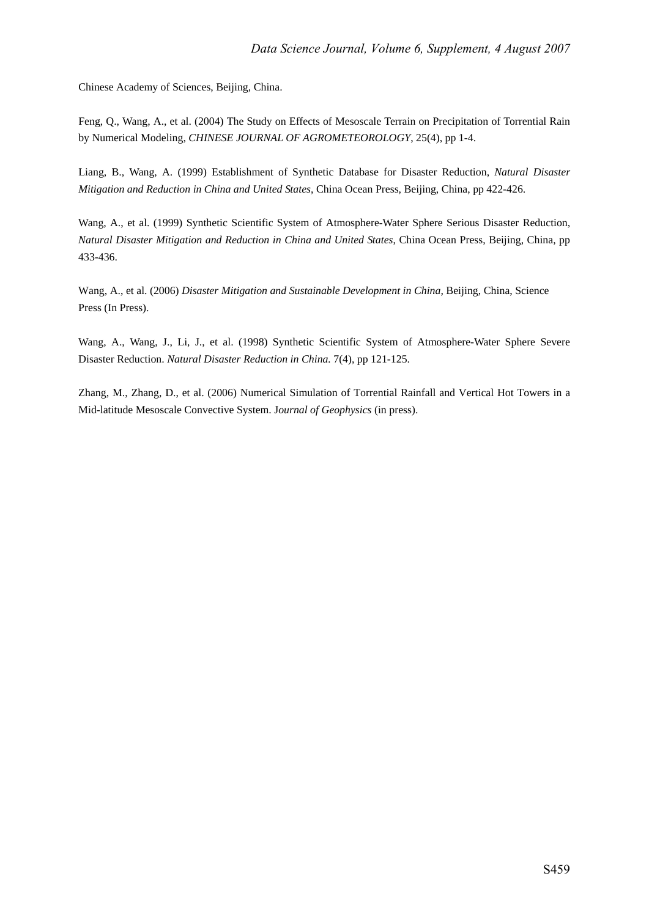Chinese Academy of Sciences, Beijing, China.

Feng, Q., Wang, A., et al. (2004) The Study on Effects of Mesoscale Terrain on Precipitation of Torrential Rain by Numerical Modeling, *CHINESE JOURNAL OF AGROMETEOROLOGY*, 25(4), pp 1-4.

Liang, B., Wang, A. (1999) Establishment of Synthetic Database for Disaster Reduction, *Natural Disaster Mitigation and Reduction in China and United States*, China Ocean Press, Beijing, China, pp 422-426.

Wang, A., et al. (1999) Synthetic Scientific System of Atmosphere-Water Sphere Serious Disaster Reduction, *Natural Disaster Mitigation and Reduction in China and United States,* China Ocean Press, Beijing, China, pp 433-436.

Wang, A., et al. (2006) *Disaster Mitigation and Sustainable Development in China,* Beijing, China, Science Press (In Press).

Wang, A., Wang, J., Li, J., et al. (1998) Synthetic Scientific System of Atmosphere-Water Sphere Severe Disaster Reduction. *Natural Disaster Reduction in China.* 7(4), pp 121-125.

Zhang, M., Zhang, D., et al. (2006) Numerical Simulation of Torrential Rainfall and Vertical Hot Towers in a Mid-latitude Mesoscale Convective System. J*ournal of Geophysics* (in press).